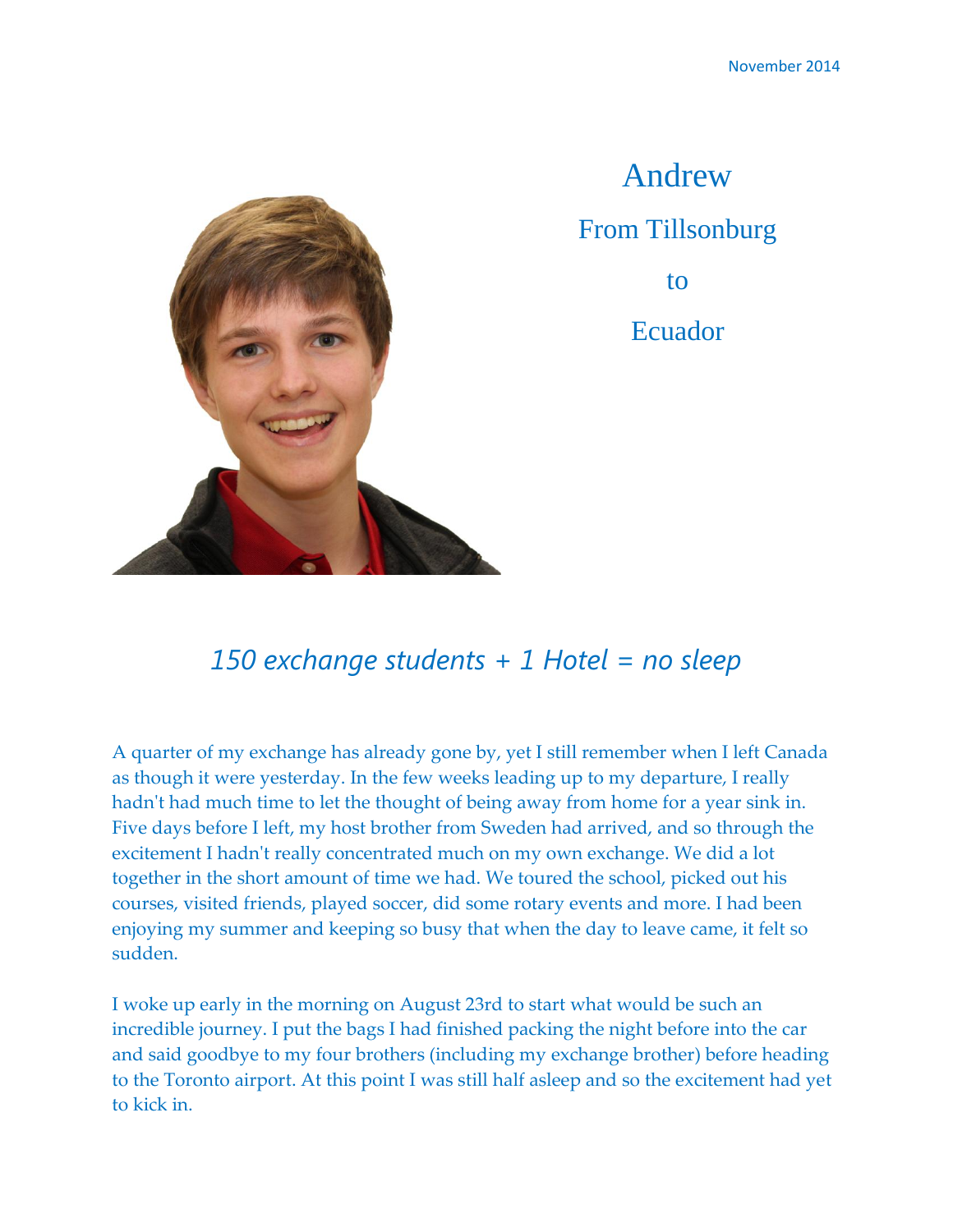November 2014

# Andrew

From Tillsonburg

to

Ecuador

## *150 exchange students + 1 Hotel = no sleep*

A quarter of my exchange has already gone by, yet I still remember when I left Canada as though it were yesterday. In the few weeks leading up to my departure, I really hadn't had much time to let the thought of being away from home for a year sink in. Five days before I left, my host brother from Sweden had arrived, and so through the excitement I hadn't really concentrated much on my own exchange. We did a lot together in the short amount of time we had. We toured the school, picked out his courses, visited friends, played soccer, did some rotary events and more. I had been enjoying my summer and keeping so busy that when the day to leave came, it felt so sudden.

I woke up early in the morning on August 23rd to start what would be such an incredible journey. I put the bags I had finished packing the night before into the car and said goodbye to my four brothers (including my exchange brother) before heading to the Toronto airport. At this point I was still half asleep and so the excitement had yet to kick in.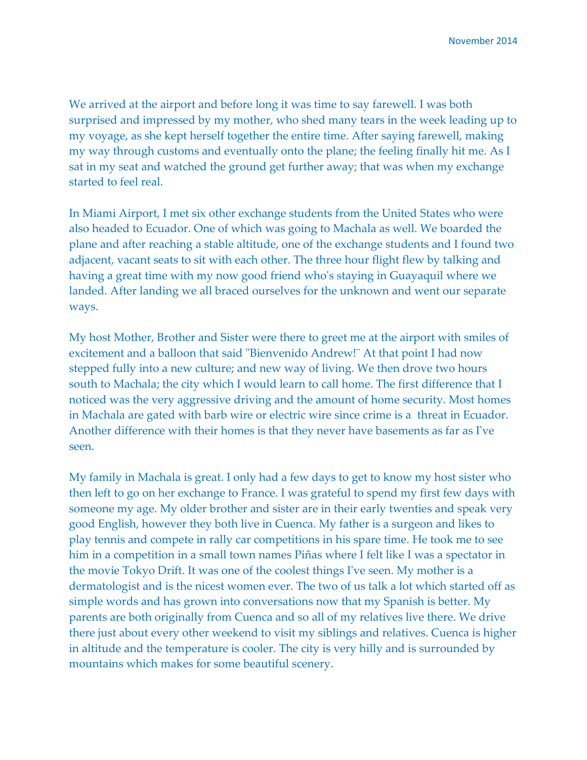November 2014

We arrived at the airport and before long it was time to say farewell. I was both surprised and impressed by my mother, who shed many tears in the week leading up to my voyage, as she kept herself together the entire time. After saying farewell, making my way through customs and eventually onto the plane; the feeling finally hit me. As I sat in my seat and watched the ground get further away; that was when my exchange started to feel real.

In Miami Airport, I met six other exchange students from the United States who were also headed to Ecuador. One of which was going to Machala as well. We boarded the plane and after reaching a stable altitude, one of the exchange students and I found two adjacent, vacant seats to sit with each other. The three hour flight flew by talking and having a great time with my now good friend who's staying in Guayaquil where we landed. After landing we all braced ourselves for the unknown and went our separate ways.

My host Mother, Brother and Sister were there to greet me at the airport with smiles of excitement and a balloon that said "Bienvenido Andrew!" At that point I had now stepped fully into a new culture; and new way of living. We then drove two hours south to Machala; the city which I would learn to call home. The first difference that I noticed was the very aggressive driving and the amount of home security. Most homes in Machala are gated with barb wire or electric wire since crime is a threat in Ecuador. Another difference with their homes is that they never have basements as far as I've seen.

My family in Machala is great. I only had a few days to get to know my host sister who then left to go on her exchange to France. I was grateful to spend my first few days with someone my age. My older brother and sister are in their early twenties and speak very good English, however they both live in Cuenca. My father is a surgeon and likes to play tennis and compete in rally car competitions in his spare time. He took me to see him in a competition in a small town names Piñas where I felt like I was a spectator in the movie Tokyo Drift. It was one of the coolest things I've seen. My mother is a dermatologist and is the nicest women ever. The two of us talk a lot which started off as simple words and has grown into conversations now that my Spanish is better. My parents are both originally from Cuenca and so all of my relatives live there. We drive there just about every other weekend to visit my siblings and relatives. Cuenca is higher in altitude and the temperature is cooler. The city is very hilly and is surrounded by mountains which makes for some beautiful scenery.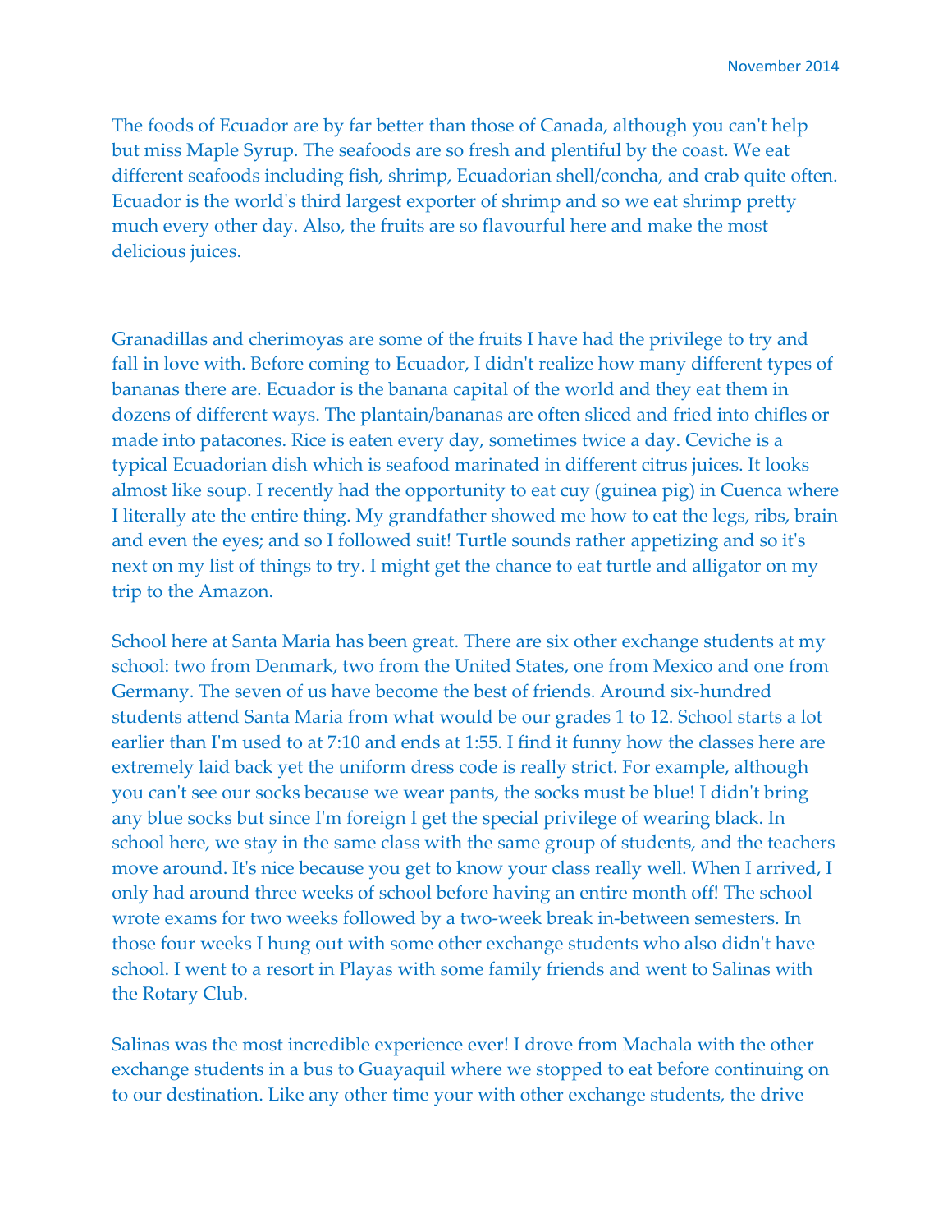November 2014

The foods of Ecuador are by far better than those of Canada, although you can't help but miss Maple Syrup. The seafoods are so fresh and plentiful by the coast. We eat different seafoods including fish, shrimp, Ecuadorian shell/concha, and crab quite often. Ecuador is the world's third largest exporter of shrimp and so we eat shrimp pretty much every other day. Also, the fruits are so flavourful here and make the most delicious juices.

Granadillas and cherimoyas are some of the fruits I have had the privilege to try and fall in love with. Before coming to Ecuador, I didn't realize how many different types of bananas there are. Ecuador is the banana capital of the world and they eat them in dozens of different ways. The plantain/bananas are often sliced and fried into chifles or made into patacones. Rice is eaten every day, sometimes twice a day. Ceviche is a typical Ecuadorian dish which is seafood marinated in different citrus juices. It looks almost like soup. I recently had the opportunity to eat cuy (guinea pig) in Cuenca where I literally ate the entire thing. My grandfather showed me how to eat the legs, ribs, brain and even the eyes; and so I followed suit! Turtle sounds rather appetizing and so it's next on my list of things to try. I might get the chance to eat turtle and alligator on my trip to the Amazon.

School here at Santa Maria has been great. There are six other exchange students at my school: two from Denmark, two from the United States, one from Mexico and one from Germany. The seven of us have become the best of friends. Around six-hundred students attend Santa Maria from what would be our grades 1 to 12. School starts a lot earlier than I'm used to at 7:10 and ends at 1:55. I find it funny how the classes here are extremely laid back yet the uniform dress code is really strict. For example, although you can't see our socks because we wear pants, the socks must be blue! I didn't bring any blue socks but since I'm foreign I get the special privilege of wearing black. In school here, we stay in the same class with the same group of students, and the teachers move around. It's nice because you get to know your class really well. When I arrived, I only had around three weeks of school before having an entire month off! The school wrote exams for two weeks followed by a two-week break in-between semesters. In those four weeks I hung out with some other exchange students who also didn't have school. I went to a resort in Playas with some family friends and went to Salinas with the Rotary Club.

Salinas was the most incredible experience ever! I drove from Machala with the other exchange students in a bus to Guayaquil where we stopped to eat before continuing on to our destination. Like any other time your with other exchange students, the drive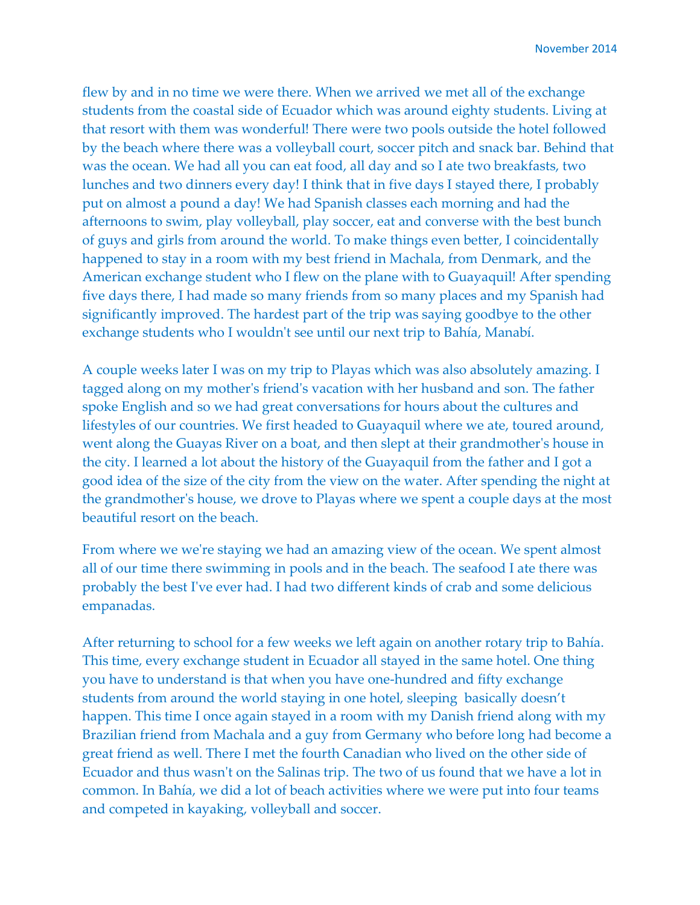flew by and in no time we were there. When we arrived we met all of the exchange students from the coastal side of Ecuador which was around eighty students. Living at that resort with them was wonderful! There were two pools outside the hotel followed by the beach where there was a volleyball court, soccer pitch and snack bar. Behind that was the ocean. We had all you can eat food, all day and so I ate two breakfasts, two lunches and two dinners every day! I think that in five days I stayed there, I probably put on almost a pound a day! We had Spanish classes each morning and had the afternoons to swim, play volleyball, play soccer, eat and converse with the best bunch of guys and girls from around the world. To make things even better, I coincidentally happened to stay in a room with my best friend in Machala, from Denmark, and the American exchange student who I flew on the plane with to Guayaquil! After spending five days there, I had made so many friends from so many places and my Spanish had significantly improved. The hardest part of the trip was saying goodbye to the other exchange students who I wouldn't see until our next trip to Bahía, Manabí.

A couple weeks later I was on my trip to Playas which was also absolutely amazing. I tagged along on my mother's friend's vacation with her husband and son. The father spoke English and so we had great conversations for hours about the cultures and lifestyles of our countries. We first headed to Guayaquil where we ate, toured around, went along the Guayas River on a boat, and then slept at their grandmother's house in the city. I learned a lot about the history of the Guayaquil from the father and I got a good idea of the size of the city from the view on the water. After spending the night at the grandmother's house, we drove to Playas where we spent a couple days at the most beautiful resort on the beach.

From where we we're staying we had an amazing view of the ocean. We spent almost all of our time there swimming in pools and in the beach. The seafood I ate there was probably the best I've ever had. I had two different kinds of crab and some delicious empanadas.

After returning to school for a few weeks we left again on another rotary trip to Bahía. This time, every exchange student in Ecuador all stayed in the same hotel. One thing you have to understand is that when you have one-hundred and fifty exchange students from around the world staying in one hotel, sleeping basically doesn't happen. This time I once again stayed in a room with my Danish friend along with my Brazilian friend from Machala and a guy from Germany who before long had become a great friend as well. There I met the fourth Canadian who lived on the other side of Ecuador and thus wasn't on the Salinas trip. The two of us found that we have a lot in common. In Bahía, we did a lot of beach activities where we were put into four teams and competed in kayaking, volleyball and soccer.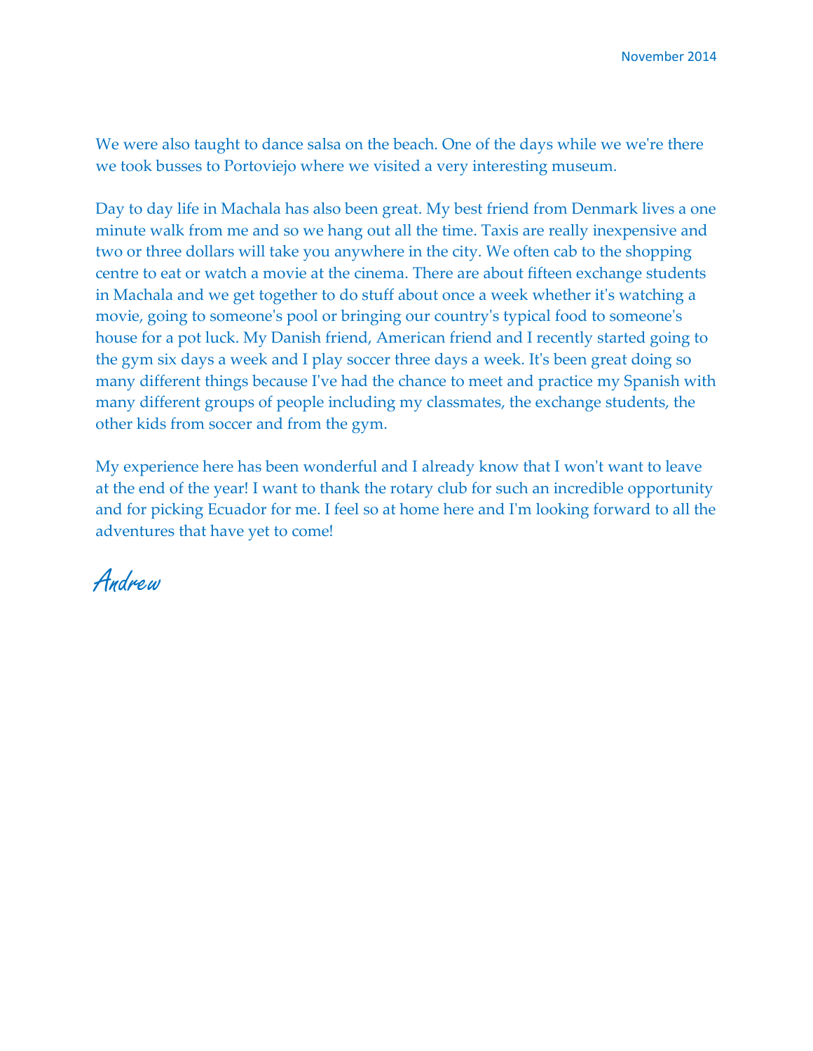We were also taught to dance salsa on the beach. One of the days while we we're there we took busses to Portoviejo where we visited a very interesting museum.

Day to day life in Machala has also been great. My best friend from Denmark lives a one minute walk from me and so we hang out all the time. Taxis are really inexpensive and two or three dollars will take you anywhere in the city. We often cab to the shopping centre to eat or watch a movie at the cinema. There are about fifteen exchange students in Machala and we get together to do stuff about once a week whether it's watching a movie, going to someone's pool or bringing our country's typical food to someone's house for a pot luck. My Danish friend, American friend and I recently started going to the gym six days a week and I play soccer three days a week. It's been great doing so many different things because I've had the chance to meet and practice my Spanish with many different groups of people including my classmates, the exchange students, the other kids from soccer and from the gym.

My experience here has been wonderful and I already know that I won't want to leave at the end of the year! I want to thank the rotary club for such an incredible opportunity and for picking Ecuador for me. I feel so at home here and I'm looking forward to all the adventures that have yet to come!

*Andrew*